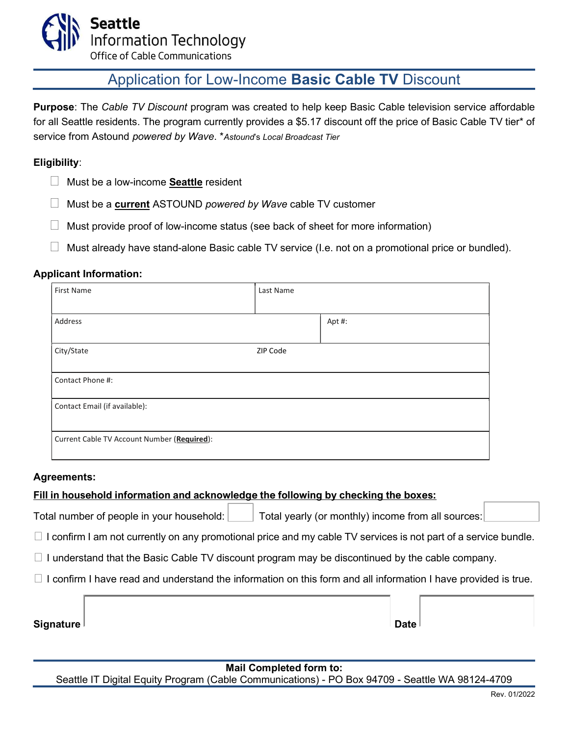Seattle
Information Technology
Office of Cable Communications

# Application for Low-Income **Basic Cable TV** Discount

**Purpose**: The *Cable TV Discount* program was created to help keep Basic Cable television service affordable for all Seattle residents. The program currently provides a $5.17 discount off the price of Basic Cable TV tier* of service from Astound *powered by Wave*. **Astound's Local Broadcast Tier*

**Eligibility**:

- ☐ Must be a low-income **Seattle** resident
- ☐ Must be a **current** ASTOUND *powered by Wave* cable TV customer
- ☐ Must provide proof of low-income status (see back of sheet for more information)
- ☐ Must already have stand-alone Basic cable TV service (I.e. not on a promotional price or bundled).

**Applicant Information:**

| First Name | Last Name |
|---|---|
| Address | Apt #: |
| City/State | ZIP Code |
| Contact Phone #: | |
| Contact Email (if available): | |
| Current Cable TV Account Number (**Required**): | |

**Agreements:**

**Fill in household information and acknowledge the following by checking the boxes:**

Total number of people in your household: ☐ Total yearly (or monthly) income from all sources: ☐

☐ I confirm I am not currently on any promotional price and my cable TV services is not part of a service bundle.

☐ I understand that the Basic Cable TV discount program may be discontinued by the cable company.

☐ I confirm I have read and understand the information on this form and all information I have provided is true.

**Signature** ______________________ **Date** __________

**Mail Completed form to:**
Seattle IT Digital Equity Program (Cable Communications) - PO Box 94709 - Seattle WA 98124-4709

Rev. 01/2022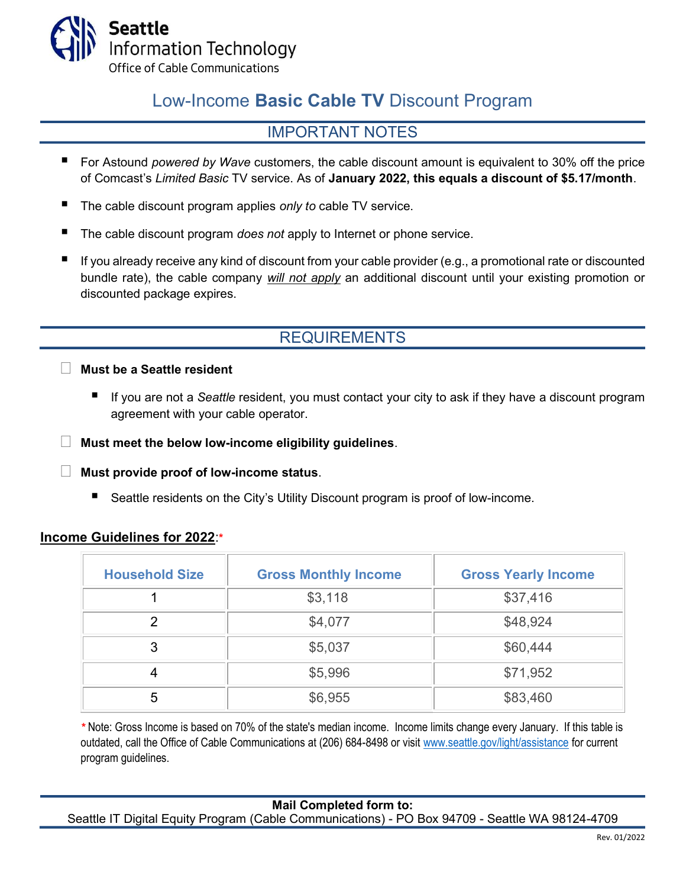Seattle
Information Technology
Office of Cable Communications

# Low-Income **Basic Cable TV** Discount Program

## IMPORTANT NOTES

- For Astound *powered by Wave* customers, the cable discount amount is equivalent to 30% off the price of Comcast's *Limited Basic* TV service. As of **January 2022, this equals a discount of $5.17/month**.
- The cable discount program applies *only to* cable TV service.
- The cable discount program *does not* apply to Internet or phone service.
- If you already receive any kind of discount from your cable provider (e.g., a promotional rate or discounted bundle rate), the cable company ***will not apply*** an additional discount until your existing promotion or discounted package expires.

## REQUIREMENTS

- ☐ **Must be a Seattle resident**
  - If you are not a *Seattle* resident, you must contact your city to ask if they have a discount program agreement with your cable operator.
- ☐ **Must meet the below low-income eligibility guidelines**.
- ☐ **Must provide proof of low-income status**.
  - Seattle residents on the City's Utility Discount program is proof of low-income.

**Income Guidelines for 2022**:*

| Household Size | Gross Monthly Income | Gross Yearly Income |
| --- | --- | --- |
| 1 | $3,118 | $37,416 |
| 2 | $4,077 | $48,924 |
| 3 | $5,037 | $60,444 |
| 4 | $5,996 | $71,952 |
| 5 | $6,955 | $83,460 |

* Note: Gross Income is based on 70% of the state's median income. Income limits change every January. If this table is outdated, call the Office of Cable Communications at (206) 684-8498 or visit www.seattle.gov/light/assistance for current program guidelines.

**Mail Completed form to:**
Seattle IT Digital Equity Program (Cable Communications) - PO Box 94709 - Seattle WA 98124-4709

Rev. 01/2022